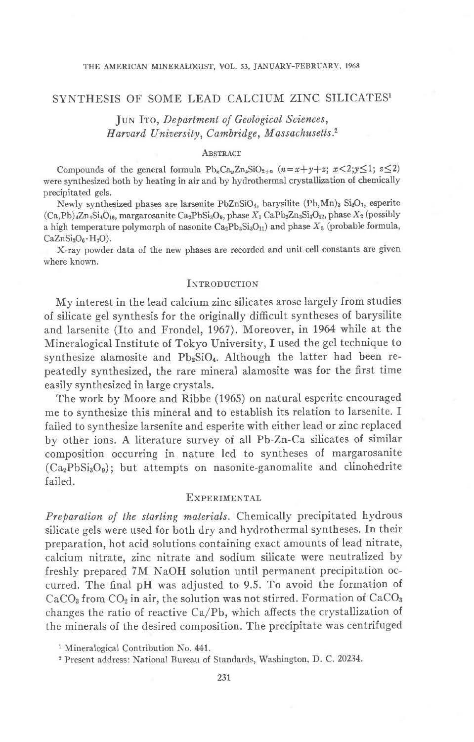# SYNTHESIS OF SOME LEAD CALCIUM ZINC SILICATES[1]

Jun Ito, *Department of Geological Sciences, Harvard University, Cambridge, Massachusetts.*[2]

## Abstract

Compounds of the general formula $Pb_xCa_yZn_zSiO_{2+n}$ ($n=x+y+z$; $x<2$; $y\leq 1$; $z\leq 2$) were synthesized both by heating in air and by hydrothermal crystallization of chemically precipitated gels.

Newly synthesized phases are larsenite $PbZnSiO_4$, barysilite $(Pb,Mn)_3Si_2O_7$, esperite $(Ca,Pb)_4Zn_4Si_4O_{16}$, margarosanite $Ca_2PbSi_3O_9$, phase $X_1$ $CaPb_2Zn_3Si_3O_{12}$, phase $X_2$ (possibly a high temperature polymorph of nasonite $Ca_2Pb_3Si_3O_{11}$) and phase $X_3$ (probable formula, $CaZnSi_2O_6 \cdot H_2O$).

X-ray powder data of the new phases are recorded and unit-cell constants are given where known.

## Introduction

My interest in the lead calcium zinc silicates arose largely from studies of silicate gel synthesis for the originally difficult syntheses of barysilite and larsenite (Ito and Frondel, 1967). Moreover, in 1964 while at the Mineralogical Institute of Tokyo University, I used the gel technique to synthesize alamosite and $Pb_2SiO_4$. Although the latter had been repeatedly synthesized, the rare mineral alamosite was for the first time easily synthesized in large crystals.

The work by Moore and Ribbe (1965) on natural esperite encouraged me to synthesize this mineral and to establish its relation to larsenite. I failed to synthesize larsenite and esperite with either lead or zinc replaced by other ions. A literature survey of all Pb-Zn-Ca silicates of similar composition occurring in nature led to syntheses of margarosanite ($Ca_2PbSi_3O_9$); but attempts on nasonite-ganomalite and clinohedrite failed.

## Experimental

*Preparation of the starting materials.* Chemically precipitated hydrous silicate gels were used for both dry and hydrothermal syntheses. In their preparation, hot acid solutions containing exact amounts of lead nitrate, calcium nitrate, zinc nitrate and sodium silicate were neutralized by freshly prepared 7M NaOH solution until permanent precipitation occurred. The final pH was adjusted to 9.5. To avoid the formation of $CaCO_3$ from $CO_2$ in air, the solution was not stirred. Formation of $CaCO_3$ changes the ratio of reactive Ca/Pb, which affects the crystallization of the minerals of the desired composition. The precipitate was centrifuged

[1] Mineralogical Contribution No. 441.

[2] Present address: National Bureau of Standards, Washington, D. C. 20234.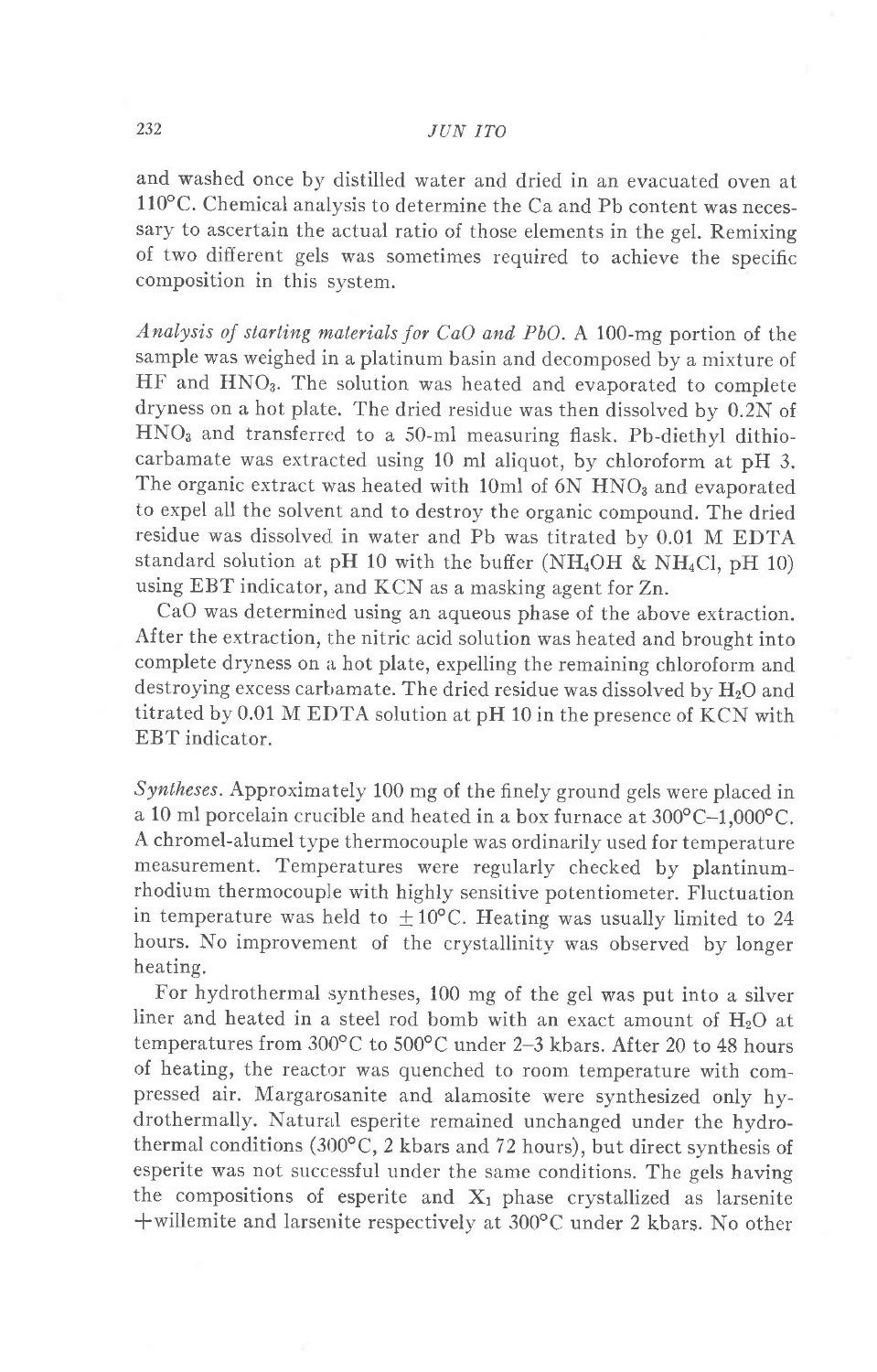and washed once by distilled water and dried in an evacuated oven at 110°C. Chemical analysis to determine the Ca and Pb content was necessary to ascertain the actual ratio of those elements in the gel. Remixing of two different gels was sometimes required to achieve the specific composition in this system.

*Analysis of starting materials for CaO and PbO.* A 100-mg portion of the sample was weighed in a platinum basin and decomposed by a mixture of HF and $HNO_3$. The solution was heated and evaporated to complete dryness on a hot plate. The dried residue was then dissolved by 0.2N of $HNO_3$ and transferred to a 50-ml measuring flask. Pb-diethyl dithiocarbamate was extracted using 10 ml aliquot, by chloroform at pH 3. The organic extract was heated with 10ml of 6N $HNO_3$ and evaporated to expel all the solvent and to destroy the organic compound. The dried residue was dissolved in water and Pb was titrated by 0.01 M EDTA standard solution at pH 10 with the buffer ($NH_4OH$ & $NH_4Cl$, pH 10) using EBT indicator, and KCN as a masking agent for Zn.

CaO was determined using an aqueous phase of the above extraction. After the extraction, the nitric acid solution was heated and brought into complete dryness on a hot plate, expelling the remaining chloroform and destroying excess carbamate. The dried residue was dissolved by $H_2O$ and titrated by 0.01 M EDTA solution at pH 10 in the presence of KCN with EBT indicator.

*Syntheses.* Approximately 100 mg of the finely ground gels were placed in a 10 ml porcelain crucible and heated in a box furnace at 300°C–1,000°C. A chromel-alumel type thermocouple was ordinarily used for temperature measurement. Temperatures were regularly checked by plantinum-rhodium thermocouple with highly sensitive potentiometer. Fluctuation in temperature was held to ±10°C. Heating was usually limited to 24 hours. No improvement of the crystallinity was observed by longer heating.

For hydrothermal syntheses, 100 mg of the gel was put into a silver liner and heated in a steel rod bomb with an exact amount of $H_2O$ at temperatures from 300°C to 500°C under 2–3 kbars. After 20 to 48 hours of heating, the reactor was quenched to room temperature with compressed air. Margarosanite and alamosite were synthesized only hydrothermally. Natural esperite remained unchanged under the hydrothermal conditions (300°C, 2 kbars and 72 hours), but direct synthesis of esperite was not successful under the same conditions. The gels having the compositions of esperite and $X_1$ phase crystallized as larsenite +willemite and larsenite respectively at 300°C under 2 kbars. No other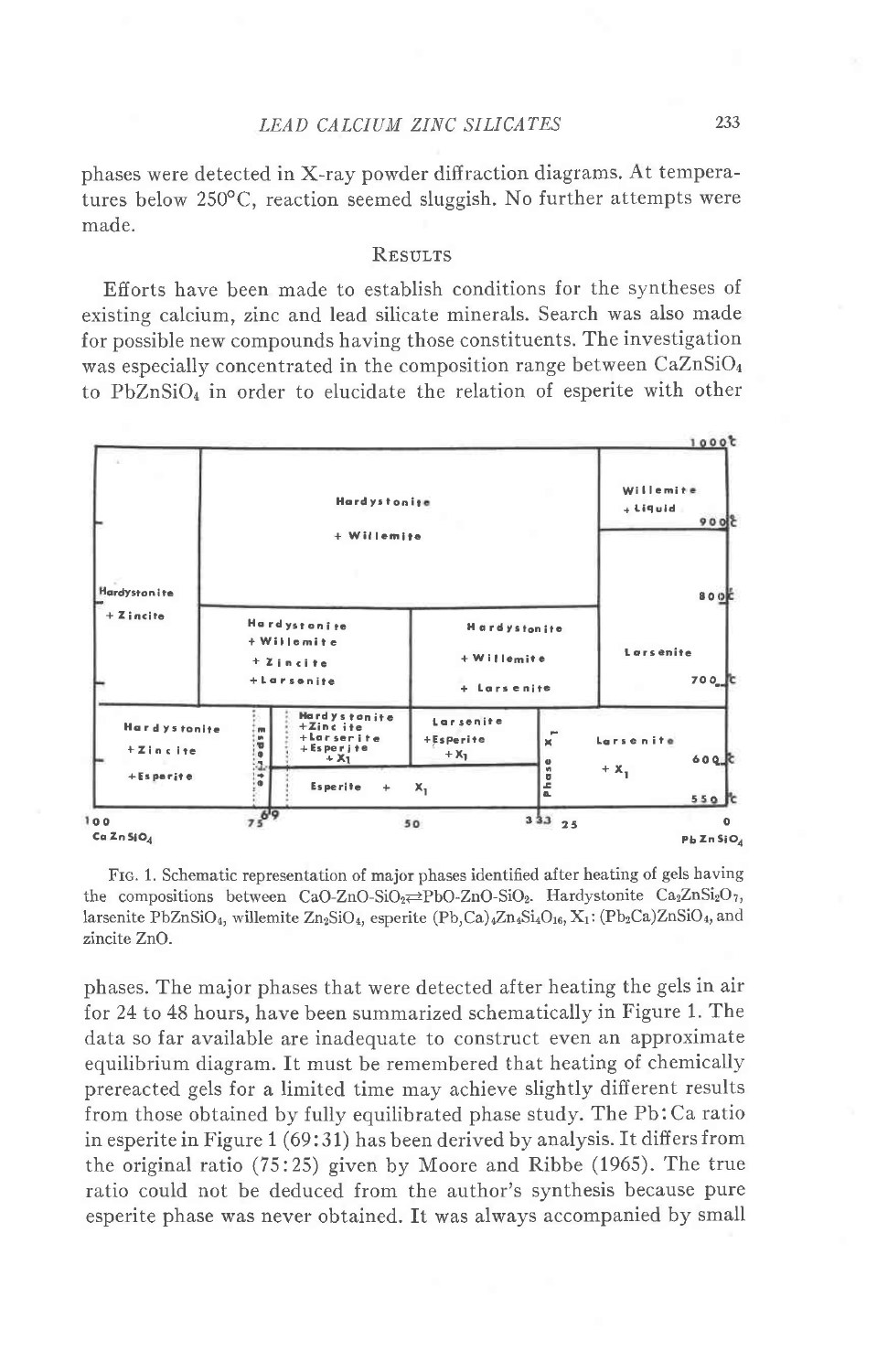phases were detected in X-ray powder diffraction diagrams. At temperatures below 250°C, reaction seemed sluggish. No further attempts were made.

## Results

Efforts have been made to establish conditions for the syntheses of existing calcium, zinc and lead silicate minerals. Search was also made for possible new compounds having those constituents. The investigation was especially concentrated in the composition range between $CaZnSiO_4$ to $PbZnSiO_4$ in order to elucidate the relation of esperite with other

Fig. 1. Schematic representation of major phases identified after heating of gels having the compositions between $CaO\text{-}ZnO\text{-}SiO_2 \rightleftarrows PbO\text{-}ZnO\text{-}SiO_2$. Hardystonite $Ca_2ZnSi_2O_7$, larsenite $PbZnSiO_4$, willemite $Zn_2SiO_4$, esperite $(Pb,Ca)_4Zn_4Si_4O_{16}$, $X_1$: $(Pb_2Ca)ZnSiO_4$, and zincite ZnO.

phases. The major phases that were detected after heating the gels in air for 24 to 48 hours, have been summarized schematically in Figure 1. The data so far available are inadequate to construct even an approximate equilibrium diagram. It must be remembered that heating of chemically prereacted gels for a limited time may achieve slightly different results from those obtained by fully equilibrated phase study. The Pb:Ca ratio in esperite in Figure 1 (69:31) has been derived by analysis. It differs from the original ratio (75:25) given by Moore and Ribbe (1965). The true ratio could not be deduced from the author's synthesis because pure esperite phase was never obtained. It was always accompanied by small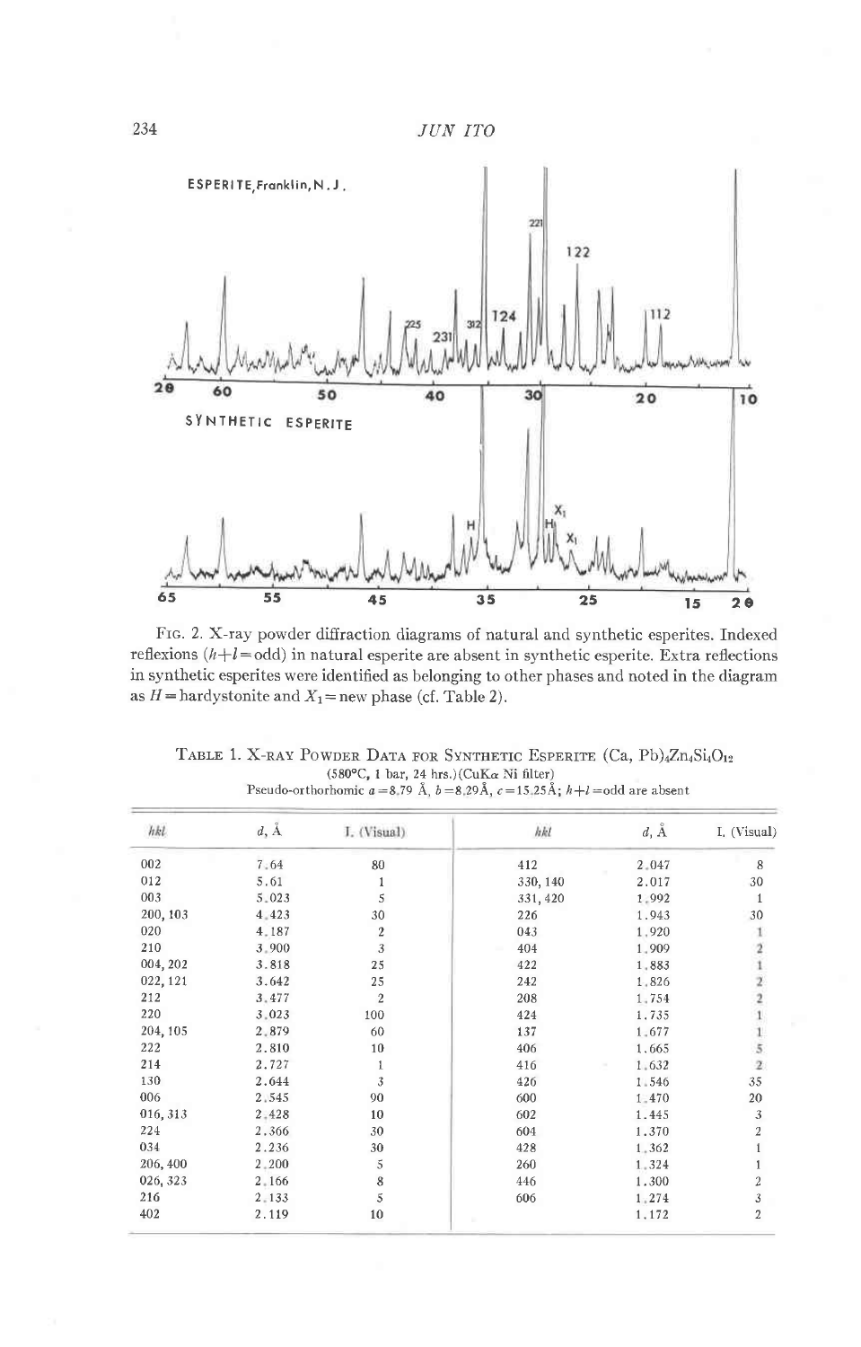FIG. 2. X-ray powder diffraction diagrams of natural and synthetic esperites. Indexed reflexions ($h+l=$odd) in natural esperite are absent in synthetic esperite. Extra reflections in synthetic esperites were identified as belonging to other phases and noted in the diagram as $H=$hardystonite and $X_1=$new phase (cf. Table 2).

TABLE 1. X-RAY POWDER DATA FOR SYNTHETIC ESPERITE $(Ca, Pb)_4Zn_4Si_4O_{12}$
(580°C, 1 bar, 24 hrs.)(CuKα Ni filter)
Pseudo-orthorhomic $a=8.79$ Å, $b=8.29$Å, $c=15.25$Å; $h+l=$odd are absent

| hkl | d, Å | I. (Visual) | hkl | d, Å | I. (Visual) |
|---|---|---|---|---|---|
| 002 | 7.64 | 80 | 412 | 2.047 | 8 |
| 012 | 5.61 | 1 | 330, 140 | 2.017 | 30 |
| 003 | 5.023 | 5 | 331, 420 | 1.992 | 1 |
| 200, 103 | 4.423 | 30 | 226 | 1.943 | 30 |
| 020 | 4.187 | 2 | 043 | 1.920 | 1 |
| 210 | 3.900 | 3 | 404 | 1.909 | 2 |
| 004, 202 | 3.818 | 25 | 422 | 1.883 | 1 |
| 022, 121 | 3.642 | 25 | 242 | 1.826 | 2 |
| 212 | 3.477 | 2 | 208 | 1.754 | 2 |
| 220 | 3.023 | 100 | 424 | 1.735 | 1 |
| 204, 105 | 2.879 | 60 | 137 | 1.677 | 1 |
| 222 | 2.810 | 10 | 406 | 1.665 | 5 |
| 214 | 2.727 | 1 | 416 | 1.632 | 2 |
| 130 | 2.644 | 3 | 426 | 1.546 | 35 |
| 006 | 2.545 | 90 | 600 | 1.470 | 20 |
| 016, 313 | 2.428 | 10 | 602 | 1.445 | 3 |
| 224 | 2.366 | 30 | 604 | 1.370 | 2 |
| 034 | 2.236 | 30 | 428 | 1.362 | 1 |
| 206, 400 | 2.200 | 5 | 260 | 1.324 | 1 |
| 026, 323 | 2.166 | 8 | 446 | 1.300 | 2 |
| 216 | 2.133 | 5 | 606 | 1.274 | 3 |
| 402 | 2.119 | 10 | | 1.172 | 2 |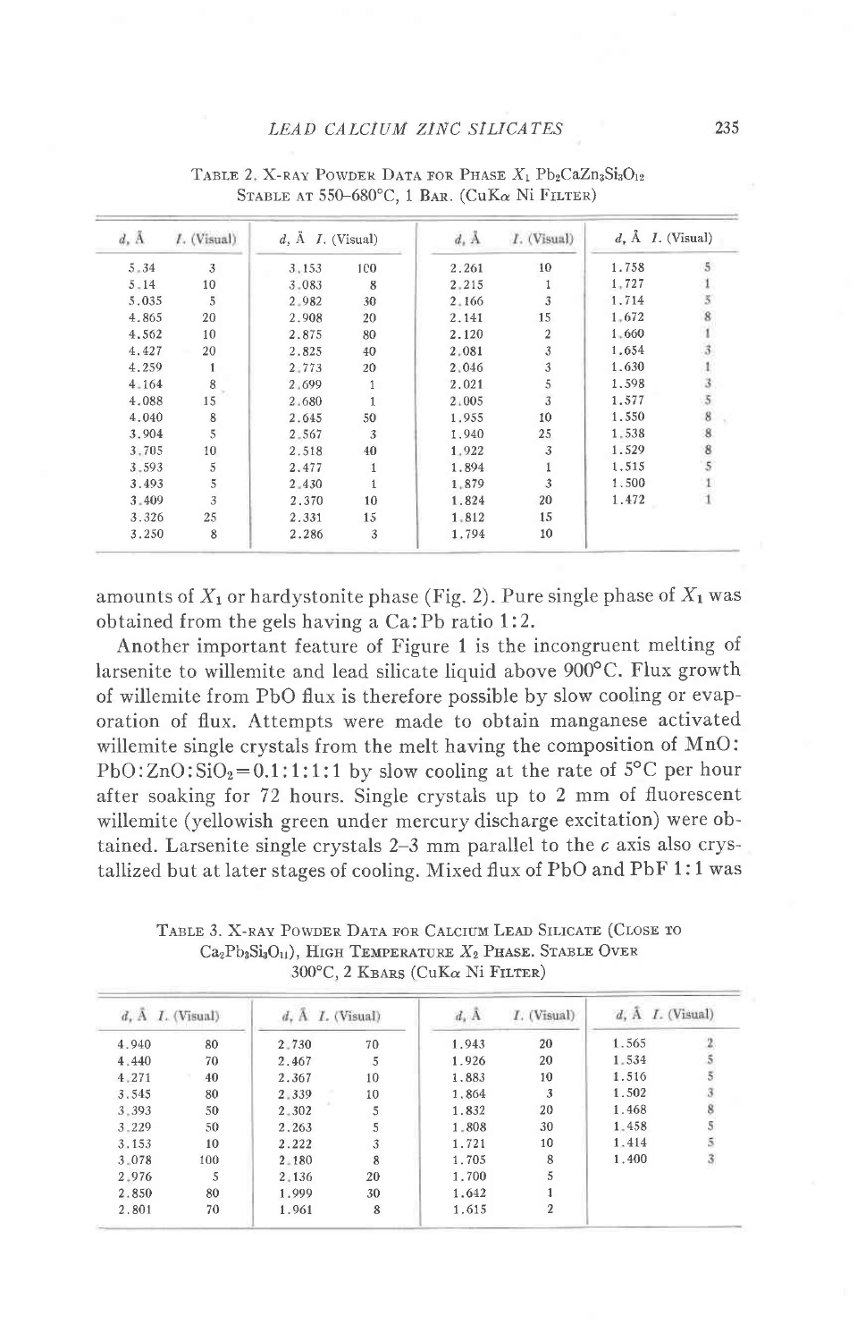TABLE 2. X-RAY POWDER DATA FOR PHASE $X_1$ $Pb_2CaZn_3Si_3O_{12}$ STABLE AT 550–680°C, 1 BAR. (CuKα Ni FILTER)

| d, Å | I. (Visual) | d, Å | I. (Visual) | d, Å | I. (Visual) | d, Å | I. (Visual) |
|---|---|---|---|---|---|---|---|
| 5.34 | 3 | 3.153 | 100 | 2.261 | 10 | 1.758 | 5 |
| 5.14 | 10 | 3.083 | 8 | 2.215 | 1 | 1.727 | 1 |
| 5.035 | 5 | 2.982 | 30 | 2.166 | 3 | 1.714 | 5 |
| 4.865 | 20 | 2.908 | 20 | 2.141 | 15 | 1.672 | 8 |
| 4.562 | 10 | 2.875 | 80 | 2.120 | 2 | 1.660 | 1 |
| 4.427 | 20 | 2.825 | 40 | 2.081 | 3 | 1.654 | 3 |
| 4.259 | 1 | 2.773 | 20 | 2.046 | 3 | 1.630 | 1 |
| 4.164 | 8 | 2.699 | 1 | 2.021 | 5 | 1.598 | 3 |
| 4.088 | 15 | 2.680 | 1 | 2.005 | 3 | 1.577 | 5 |
| 4.040 | 8 | 2.645 | 50 | 1.955 | 10 | 1.550 | 8 |
| 3.904 | 5 | 2.567 | 3 | 1.940 | 25 | 1.538 | 8 |
| 3.705 | 10 | 2.518 | 40 | 1.922 | 3 | 1.529 | 8 |
| 3.593 | 5 | 2.477 | 1 | 1.894 | 1 | 1.515 | 5 |
| 3.493 | 5 | 2.430 | 1 | 1.879 | 3 | 1.500 | 1 |
| 3.409 | 3 | 2.370 | 10 | 1.824 | 20 | 1.472 | 1 |
| 3.326 | 25 | 2.331 | 15 | 1.812 | 15 | | |
| 3.250 | 8 | 2.286 | 3 | 1.794 | 10 | | |

amounts of $X_1$ or hardystonite phase (Fig. 2). Pure single phase of $X_1$ was obtained from the gels having a Ca:Pb ratio 1:2.

Another important feature of Figure 1 is the incongruent melting of larsenite to willemite and lead silicate liquid above 900°C. Flux growth of willemite from PbO flux is therefore possible by slow cooling or evaporation of flux. Attempts were made to obtain manganese activated willemite single crystals from the melt having the composition of MnO:PbO:ZnO:$SiO_2$=0.1:1:1:1 by slow cooling at the rate of 5°C per hour after soaking for 72 hours. Single crystals up to 2 mm of fluorescent willemite (yellowish green under mercury discharge excitation) were obtained. Larsenite single crystals 2–3 mm parallel to the *c* axis also crystallized but at later stages of cooling. Mixed flux of PbO and PbF 1:1 was

TABLE 3. X-RAY POWDER DATA FOR CALCIUM LEAD SILICATE (CLOSE TO $Ca_2Pb_3Si_3O_{11}$), HIGH TEMPERATURE $X_2$ PHASE. STABLE OVER 300°C, 2 KBARS (CuKα Ni FILTER)

| d, Å | I. (Visual) | d, Å | I. (Visual) | d, Å | I. (Visual) | d, Å | I. (Visual) |
|---|---|---|---|---|---|---|---|
| 4.940 | 80 | 2.730 | 70 | 1.943 | 20 | 1.565 | 2 |
| 4.440 | 70 | 2.467 | 5 | 1.926 | 20 | 1.534 | 5 |
| 4.271 | 40 | 2.367 | 10 | 1.883 | 10 | 1.516 | 5 |
| 3.545 | 80 | 2.339 | 10 | 1.864 | 3 | 1.502 | 3 |
| 3.393 | 50 | 2.302 | 5 | 1.832 | 20 | 1.468 | 8 |
| 3.229 | 50 | 2.263 | 5 | 1.808 | 30 | 1.458 | 5 |
| 3.153 | 10 | 2.222 | 3 | 1.721 | 10 | 1.414 | 5 |
| 3.078 | 100 | 2.180 | 8 | 1.705 | 8 | 1.400 | 3 |
| 2.976 | 5 | 2.136 | 20 | 1.700 | 5 | | |
| 2.850 | 80 | 1.999 | 30 | 1.642 | 1 | | |
| 2.801 | 70 | 1.961 | 8 | 1.615 | 2 | | |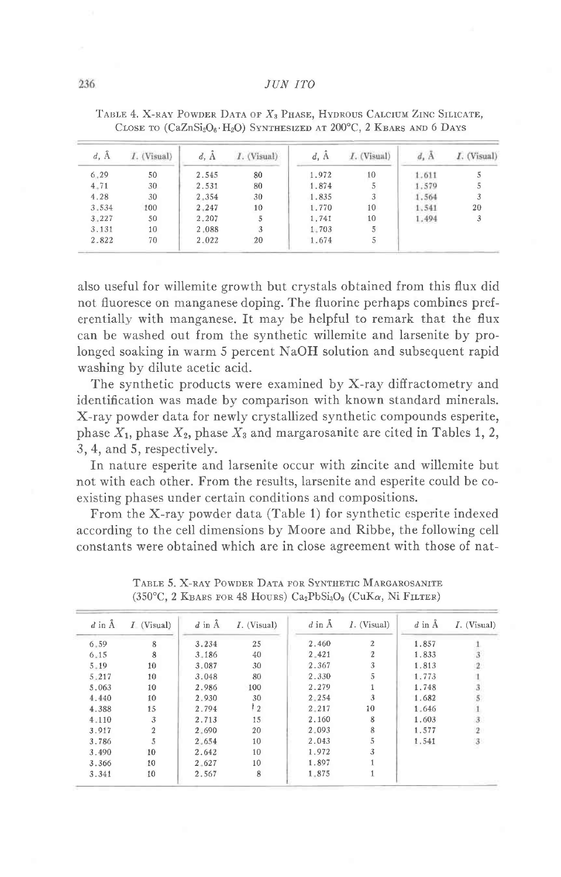TABLE 4. X-RAY POWDER DATA OF $X_3$ PHASE, HYDROUS CALCIUM ZINC SILICATE, CLOSE TO ($CaZnSi_2O_6 \cdot H_2O$) SYNTHESIZED AT 200°C, 2 KBARS AND 6 DAYS

| d, Å | I. (Visual) | d, Å | I. (Visual) | d, Å | I. (Visual) | d, Å | I. (Visual) |
|---|---|---|---|---|---|---|---|
| 6.29 | 50 | 2.545 | 80 | 1.972 | 10 | 1.611 | 5 |
| 4.71 | 30 | 2.531 | 80 | 1.874 | 5 | 1.579 | 5 |
| 4.28 | 30 | 2.354 | 30 | 1.835 | 3 | 1.564 | 3 |
| 3.534 | 100 | 2.247 | 10 | 1.770 | 10 | 1.541 | 20 |
| 3.227 | 50 | 2.207 | 5 | 1.741 | 10 | 1.494 | 3 |
| 3.131 | 10 | 2.088 | 3 | 1.703 | 5 | | |
| 2.822 | 70 | 2.022 | 20 | 1.674 | 5 | | |

also useful for willemite growth but crystals obtained from this flux did not fluoresce on manganese doping. The fluorine perhaps combines preferentially with manganese. It may be helpful to remark that the flux can be washed out from the synthetic willemite and larsenite by prolonged soaking in warm 5 percent NaOH solution and subsequent rapid washing by dilute acetic acid.

The synthetic products were examined by X-ray diffractometry and identification was made by comparison with known standard minerals. X-ray powder data for newly crystallized synthetic compounds esperite, phase $X_1$, phase $X_2$, phase $X_3$ and margarosanite are cited in Tables 1, 2, 3, 4, and 5, respectively.

In nature esperite and larsenite occur with zincite and willemite but not with each other. From the results, larsenite and esperite could be coexisting phases under certain conditions and compositions.

From the X-ray powder data (Table 1) for synthetic esperite indexed according to the cell dimensions by Moore and Ribbe, the following cell constants were obtained which are in close agreement with those of nat-

TABLE 5. X-RAY POWDER DATA FOR SYNTHETIC MARGAROSANITE (350°C, 2 KBARS FOR 48 HOURS) $Ca_2PbSi_3O_9$ (CuK$\alpha$, Ni FILTER)

| d in Å | I (Visual) | d in Å | I. (Visual) | d in Å | I. (Visual) | d in Å | I. (Visual) |
|---|---|---|---|---|---|---|---|
| 6.59 | 8 | 3.234 | 25 | 2.460 | 2 | 1.857 | 1 |
| 6.15 | 8 | 3.186 | 40 | 2.421 | 2 | 1.833 | 3 |
| 5.19 | 10 | 3.087 | 30 | 2.367 | 3 | 1.813 | 2 |
| 5.217 | 10 | 3.048 | 80 | 2.330 | 5 | 1.773 | 1 |
| 5.063 | 10 | 2.986 | 100 | 2.279 | 1 | 1.748 | 3 |
| 4.440 | 10 | 2.930 | 30 | 2.254 | 3 | 1.682 | 5 |
| 4.388 | 15 | 2.794 | 2 | 2.217 | 10 | 1.646 | 1 |
| 4.110 | 3 | 2.713 | 15 | 2.160 | 8 | 1.603 | 3 |
| 3.917 | 2 | 2.690 | 20 | 2.093 | 8 | 1.577 | 2 |
| 3.786 | 5 | 2.654 | 10 | 2.043 | 5 | 1.541 | 3 |
| 3.490 | 10 | 2.642 | 10 | 1.972 | 3 | | |
| 3.366 | 10 | 2.627 | 10 | 1.897 | 1 | | |
| 3.341 | 10 | 2.567 | 8 | 1.875 | 1 | | |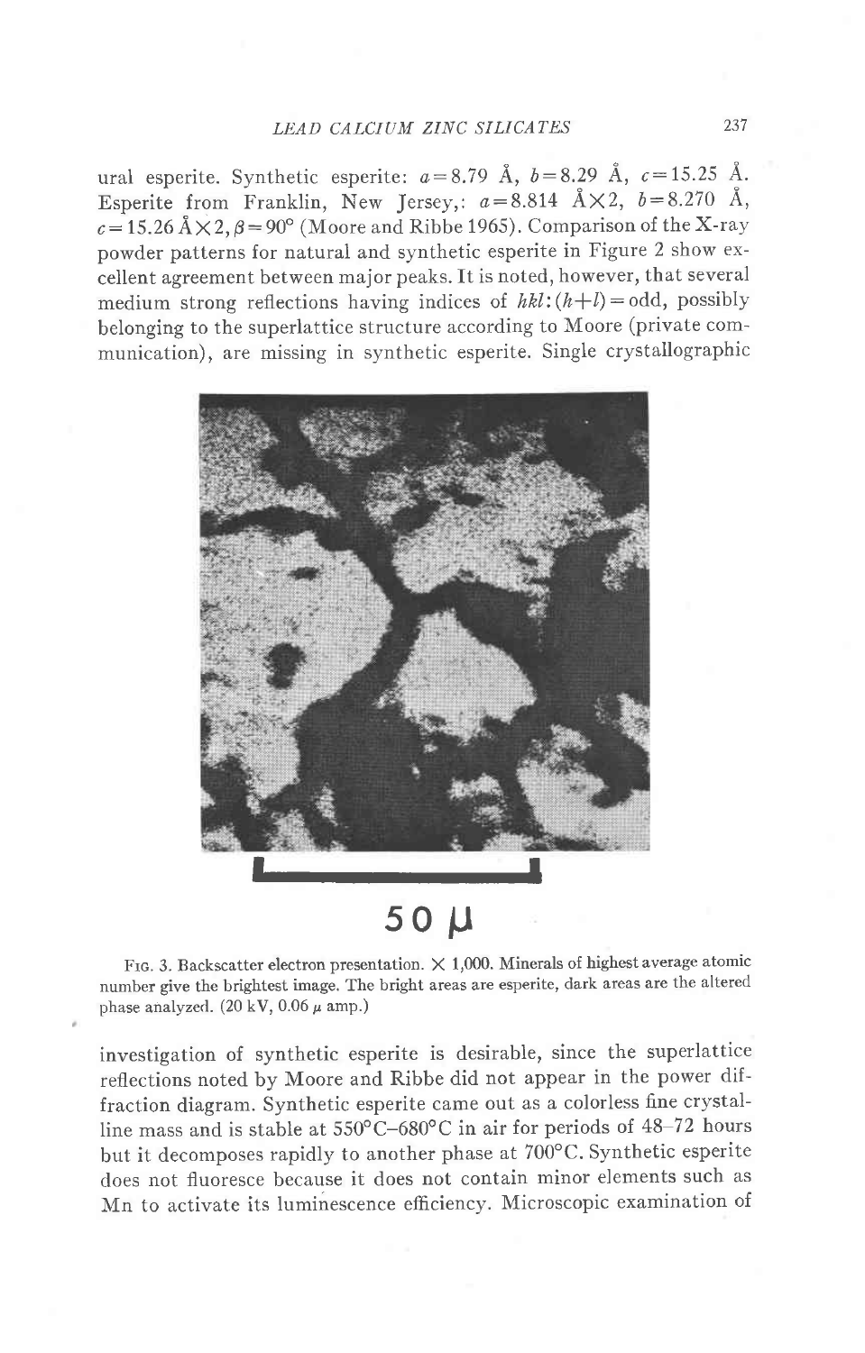ural esperite. Synthetic esperite: $a = 8.79$ Å, $b = 8.29$ Å, $c = 15.25$ Å. Esperite from Franklin, New Jersey,: $a = 8.814$ Å×2, $b = 8.270$ Å, $c = 15.26$ Å×2, $\beta = 90°$ (Moore and Ribbe 1965). Comparison of the X-ray powder patterns for natural and synthetic esperite in Figure 2 show excellent agreement between major peaks. It is noted, however, that several medium strong reflections having indices of $hkl$: $(h+l) = $ odd, possibly belonging to the superlattice structure according to Moore (private communication), are missing in synthetic esperite. Single crystallographic

50 μ

FIG. 3. Backscatter electron presentation. × 1,000. Minerals of highest average atomic number give the brightest image. The bright areas are esperite, dark areas are the altered phase analyzed. (20 kV, 0.06 μ amp.)

investigation of synthetic esperite is desirable, since the superlattice reflections noted by Moore and Ribbe did not appear in the power diffraction diagram. Synthetic esperite came out as a colorless fine crystalline mass and is stable at 550°C–680°C in air for periods of 48–72 hours but it decomposes rapidly to another phase at 700°C. Synthetic esperite does not fluoresce because it does not contain minor elements such as Mn to activate its luminescence efficiency. Microscopic examination of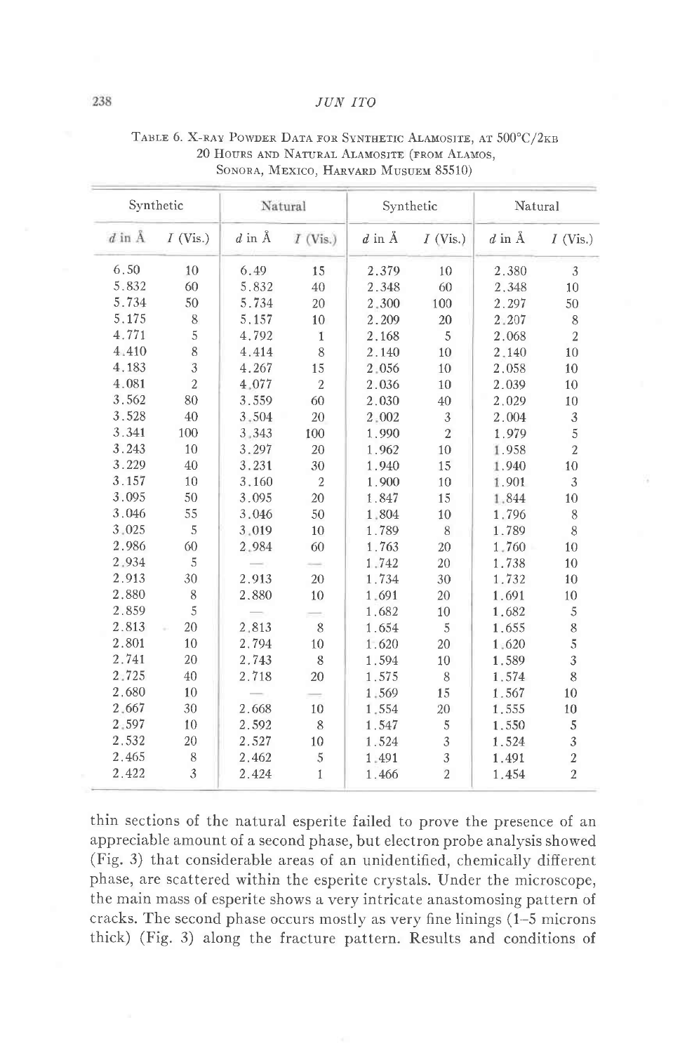Table 6. X-ray Powder Data for Synthetic Alamosite, at 500°C/2kb 20 Hours and Natural Alamosite (from Alamos, Sonora, Mexico, Harvard Musuem 85510)

| Synthetic | | Natural | | Synthetic | | Natural | |
|---|---|---|---|---|---|---|---|
| d in Å | I (Vis.) | d in Å | I (Vis.) | d in Å | I (Vis.) | d in Å | I (Vis.) |
| 6.50 | 10 | 6.49 | 15 | 2.379 | 10 | 2.380 | 3 |
| 5.832 | 60 | 5.832 | 40 | 2.348 | 60 | 2.348 | 10 |
| 5.734 | 50 | 5.734 | 20 | 2.300 | 100 | 2.297 | 50 |
| 5.175 | 8 | 5.157 | 10 | 2.209 | 20 | 2.207 | 8 |
| 4.771 | 5 | 4.792 | 1 | 2.168 | 5 | 2.068 | 2 |
| 4.410 | 8 | 4.414 | 8 | 2.140 | 10 | 2.140 | 10 |
| 4.183 | 3 | 4.267 | 15 | 2.056 | 10 | 2.058 | 10 |
| 4.081 | 2 | 4.077 | 2 | 2.036 | 10 | 2.039 | 10 |
| 3.562 | 80 | 3.559 | 60 | 2.030 | 40 | 2.029 | 10 |
| 3.528 | 40 | 3.504 | 20 | 2.002 | 3 | 2.004 | 3 |
| 3.341 | 100 | 3.343 | 100 | 1.990 | 2 | 1.979 | 5 |
| 3.243 | 10 | 3.297 | 20 | 1.962 | 10 | 1.958 | 2 |
| 3.229 | 40 | 3.231 | 30 | 1.940 | 15 | 1.940 | 10 |
| 3.157 | 10 | 3.160 | 2 | 1.900 | 10 | 1.901 | 3 |
| 3.095 | 50 | 3.095 | 20 | 1.847 | 15 | 1.844 | 10 |
| 3.046 | 55 | 3.046 | 50 | 1.804 | 10 | 1.796 | 8 |
| 3.025 | 5 | 3.019 | 10 | 1.789 | 8 | 1.789 | 8 |
| 2.986 | 60 | 2.984 | 60 | 1.763 | 20 | 1.760 | 10 |
| 2.934 | 5 | — | — | 1.742 | 20 | 1.738 | 10 |
| 2.913 | 30 | 2.913 | 20 | 1.734 | 30 | 1.732 | 10 |
| 2.880 | 8 | 2.880 | 10 | 1.691 | 20 | 1.691 | 10 |
| 2.859 | 5 | — | — | 1.682 | 10 | 1.682 | 5 |
| 2.813 | 20 | 2.813 | 8 | 1.654 | 5 | 1.655 | 8 |
| 2.801 | 10 | 2.794 | 10 | 1.620 | 20 | 1.620 | 5 |
| 2.741 | 20 | 2.743 | 8 | 1.594 | 10 | 1.589 | 3 |
| 2.725 | 40 | 2.718 | 20 | 1.575 | 8 | 1.574 | 8 |
| 2.680 | 10 | — | — | 1.569 | 15 | 1.567 | 10 |
| 2.667 | 30 | 2.668 | 10 | 1.554 | 20 | 1.555 | 10 |
| 2.597 | 10 | 2.592 | 8 | 1.547 | 5 | 1.550 | 5 |
| 2.532 | 20 | 2.527 | 10 | 1.524 | 3 | 1.524 | 3 |
| 2.465 | 8 | 2.462 | 5 | 1.491 | 3 | 1.491 | 2 |
| 2.422 | 3 | 2.424 | 1 | 1.466 | 2 | 1.454 | 2 |

thin sections of the natural esperite failed to prove the presence of an appreciable amount of a second phase, but electron probe analysis showed (Fig. 3) that considerable areas of an unidentified, chemically different phase, are scattered within the esperite crystals. Under the microscope, the main mass of esperite shows a very intricate anastomosing pattern of cracks. The second phase occurs mostly as very fine linings (1–5 microns thick) (Fig. 3) along the fracture pattern. Results and conditions of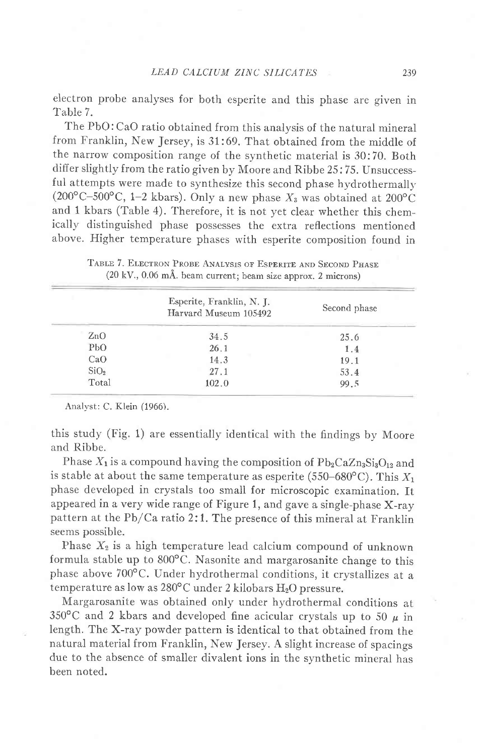electron probe analyses for both esperite and this phase are given in Table 7.

The PbO : CaO ratio obtained from this analysis of the natural mineral from Franklin, New Jersey, is 31 : 69. That obtained from the middle of the narrow composition range of the synthetic material is 30 : 70. Both differ slightly from the ratio given by Moore and Ribbe 25 : 75. Unsuccessful attempts were made to synthesize this second phase hydrothermally (200°C–500°C, 1–2 kbars). Only a new phase $X_3$ was obtained at 200°C and 1 kbars (Table 4). Therefore, it is not yet clear whether this chemically distinguished phase possesses the extra reflections mentioned above. Higher temperature phases with esperite composition found in this study (Fig. 1) are essentially identical with the findings by Moore and Ribbe.

TABLE 7. ELECTRON PROBE ANALYSIS OF ESPERITE AND SECOND PHASE (20 kV., 0.06 mÅ. beam current; beam size approx. 2 microns)

| | Esperite, Franklin, N. J. Harvard Museum 105492 | Second phase |
|---|---|---|
| ZnO | 34.5 | 25.6 |
| PbO | 26.1 | 1.4 |
| CaO | 14.3 | 19.1 |
| $SiO_2$ | 27.1 | 53.4 |
| Total | 102.0 | 99.5 |

Analyst: C. Klein (1966).

Phase $X_1$ is a compound having the composition of $Pb_2CaZn_3Si_3O_{12}$ and is stable at about the same temperature as esperite (550–680°C). This $X_1$ phase developed in crystals too small for microscopic examination. It appeared in a very wide range of Figure 1, and gave a single-phase X-ray pattern at the Pb/Ca ratio 2 : 1. The presence of this mineral at Franklin seems possible.

Phase $X_2$ is a high temperature lead calcium compound of unknown formula stable up to 800°C. Nasonite and margarosanite change to this phase above 700°C. Under hydrothermal conditions, it crystallizes at a temperature as low as 280°C under 2 kilobars $H_2O$ pressure.

Margarosanite was obtained only under hydrothermal conditions at 350°C and 2 kbars and developed fine acicular crystals up to 50 $\mu$ in length. The X-ray powder pattern is identical to that obtained from the natural material from Franklin, New Jersey. A slight increase of spacings due to the absence of smaller divalent ions in the synthetic mineral has been noted.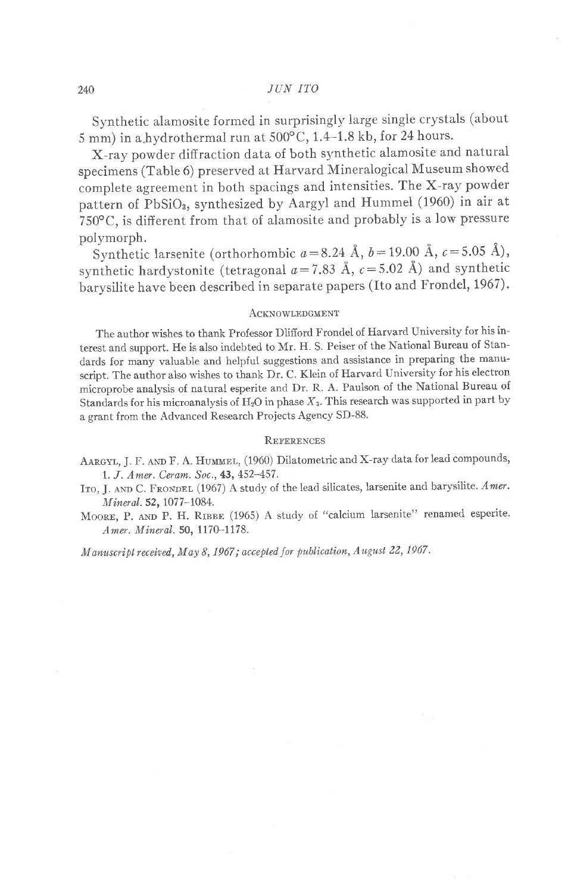Synthetic alamosite formed in surprisingly large single crystals (about 5 mm) in a hydrothermal run at 500°C, 1.4–1.8 kb, for 24 hours.

X-ray powder diffraction data of both synthetic alamosite and natural specimens (Table 6) preserved at Harvard Mineralogical Museum showed complete agreement in both spacings and intensities. The X-ray powder pattern of $PbSiO_3$, synthesized by Aargyl and Hummel (1960) in air at 750°C, is different from that of alamosite and probably is a low pressure polymorph.

Synthetic larsenite (orthorhombic $a = 8.24$ Å, $b = 19.00$ Å, $c = 5.05$ Å), synthetic hardystonite (tetragonal $a = 7.83$ Å, $c = 5.02$ Å) and synthetic barysilite have been described in separate papers (Ito and Frondel, 1967).

## Acknowledgment

The author wishes to thank Professor Dlifford Frondel of Harvard University for his interest and support. He is also indebted to Mr. H. S. Peiser of the National Bureau of Standards for many valuable and helpful suggestions and assistance in preparing the manuscript. The author also wishes to thank Dr. C. Klein of Harvard University for his electron microprobe analysis of natural esperite and Dr. R. A. Paulson of the National Bureau of Standards for his microanalysis of $H_2O$ in phase $X_3$. This research was supported in part by a grant from the Advanced Research Projects Agency SD-88.

## References

Aargyl, J. F. and F. A. Hummel, (1960) Dilatometric and X-ray data for lead compounds, 1. *J. Amer. Ceram. Soc.*, **43**, 452–457.

Ito, J. and C. Frondel (1967) A study of the lead silicates, larsenite and barysilite. *Amer. Mineral.* **52**, 1077–1084.

Moore, P. and P. H. Ribbe (1965) A study of "calcium larsenite" renamed esperite. *Amer. Mineral.* **50**, 1170–1178.

*Manuscript received, May 8, 1967; accepted for publication, August 22, 1967.*